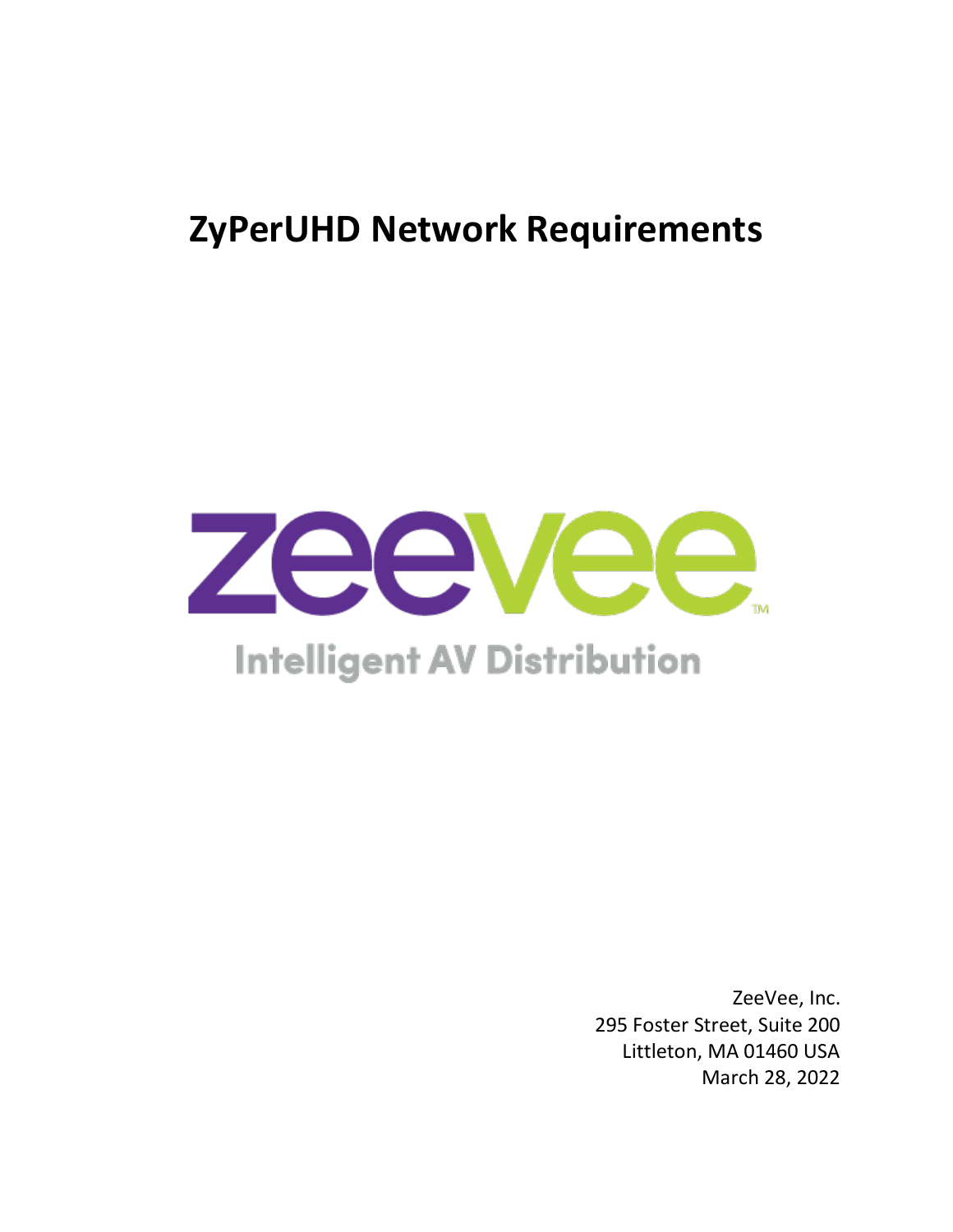# ZyPerUHD Network Requirements

zeevee™

Intelligent AV Distribution

ZeeVee, Inc.
295 Foster Street, Suite 200
Littleton, MA 01460 USA
March 28, 2022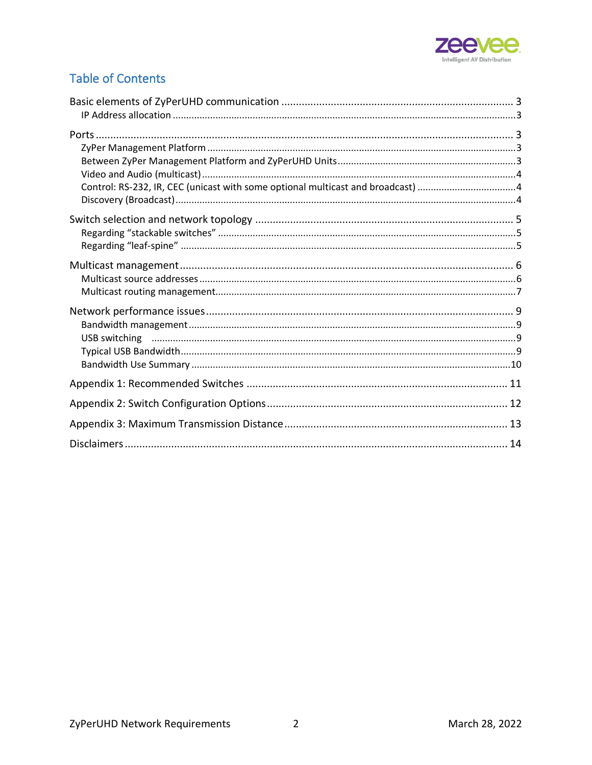# Table of Contents

- Basic elements of ZyPerUHD communication ... 3
  - IP Address allocation ... 3
- Ports ... 3
  - ZyPer Management Platform ... 3
  - Between ZyPer Management Platform and ZyPerUHD Units ... 3
  - Video and Audio (multicast) ... 4
  - Control: RS-232, IR, CEC (unicast with some optional multicast and broadcast) ... 4
  - Discovery (Broadcast) ... 4
- Switch selection and network topology ... 5
  - Regarding "stackable switches" ... 5
  - Regarding "leaf-spine" ... 5
- Multicast management ... 6
  - Multicast source addresses ... 6
  - Multicast routing management ... 7
- Network performance issues ... 9
  - Bandwidth management ... 9
  - USB switching ... 9
  - Typical USB Bandwidth ... 9
  - Bandwidth Use Summary ... 10
- Appendix 1: Recommended Switches ... 11
- Appendix 2: Switch Configuration Options ... 12
- Appendix 3: Maximum Transmission Distance ... 13
- Disclaimers ... 14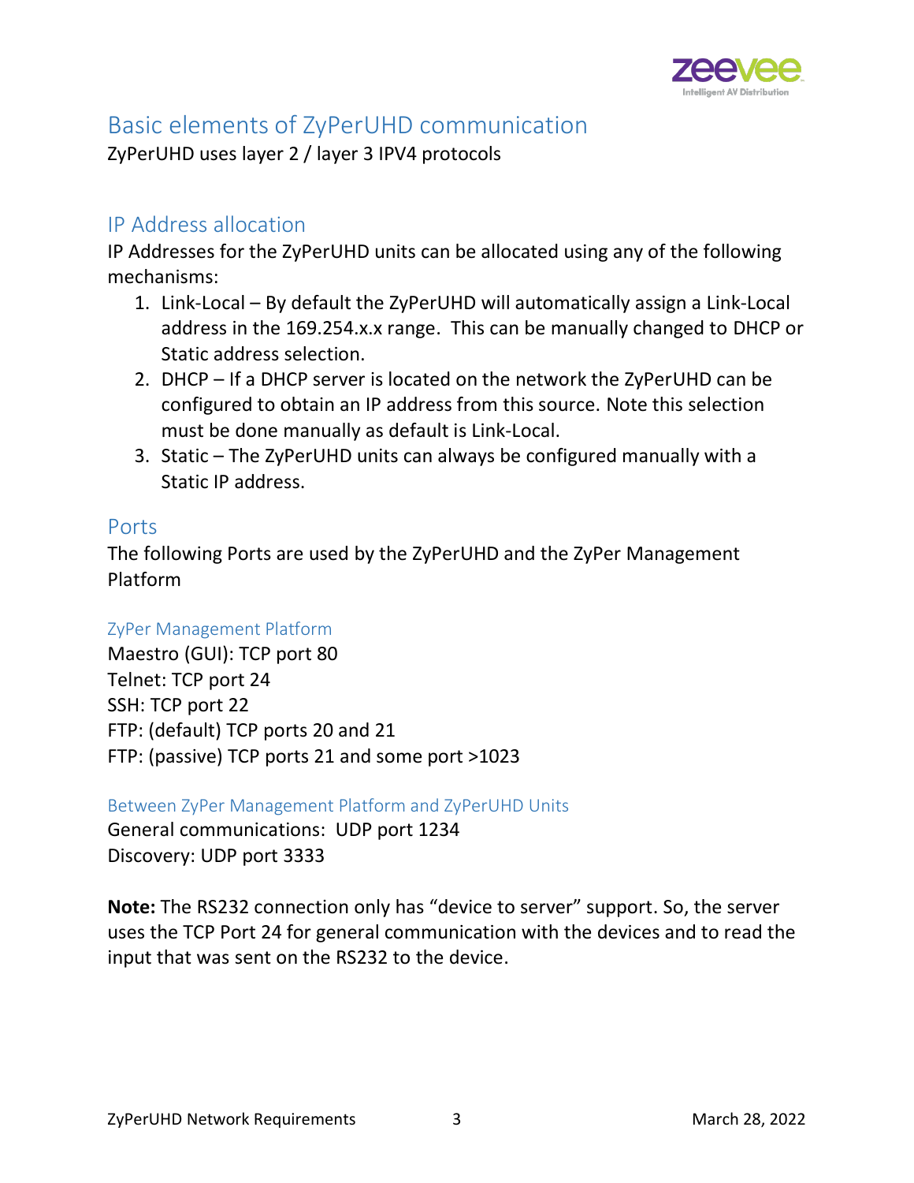# Basic elements of ZyPerUHD communication

ZyPerUHD uses layer 2 / layer 3 IPV4 protocols

## IP Address allocation

IP Addresses for the ZyPerUHD units can be allocated using any of the following mechanisms:

1. Link-Local – By default the ZyPerUHD will automatically assign a Link-Local address in the 169.254.x.x range. This can be manually changed to DHCP or Static address selection.
2. DHCP – If a DHCP server is located on the network the ZyPerUHD can be configured to obtain an IP address from this source. Note this selection must be done manually as default is Link-Local.
3. Static – The ZyPerUHD units can always be configured manually with a Static IP address.

## Ports

The following Ports are used by the ZyPerUHD and the ZyPer Management Platform

### ZyPer Management Platform

Maestro (GUI): TCP port 80
Telnet: TCP port 24
SSH: TCP port 22
FTP: (default) TCP ports 20 and 21
FTP: (passive) TCP ports 21 and some port >1023

### Between ZyPer Management Platform and ZyPerUHD Units

General communications: UDP port 1234
Discovery: UDP port 3333

**Note:** The RS232 connection only has "device to server" support. So, the server uses the TCP Port 24 for general communication with the devices and to read the input that was sent on the RS232 to the device.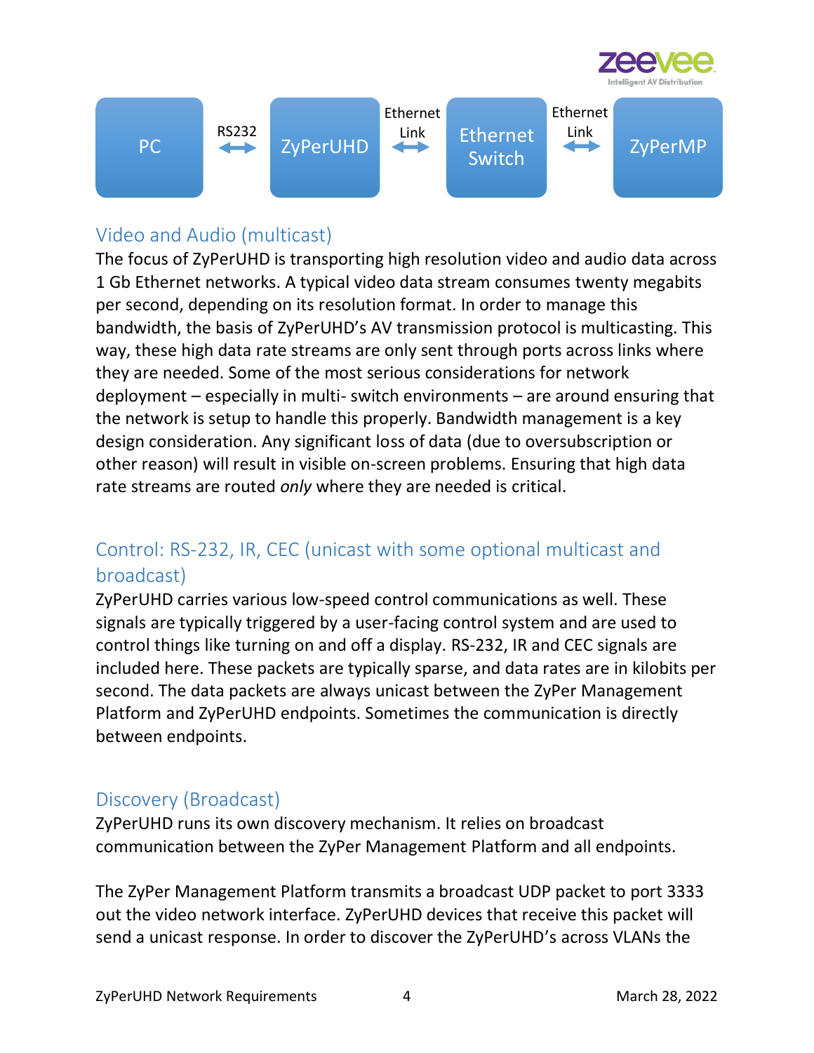PC ⟷ RS232 ⟷ ZyPerUHD ⟷ Ethernet Link ⟷ Ethernet Switch ⟷ Ethernet Link ⟷ ZyPerMP

## Video and Audio (multicast)

The focus of ZyPerUHD is transporting high resolution video and audio data across 1 Gb Ethernet networks. A typical video data stream consumes twenty megabits per second, depending on its resolution format. In order to manage this bandwidth, the basis of ZyPerUHD's AV transmission protocol is multicasting. This way, these high data rate streams are only sent through ports across links where they are needed. Some of the most serious considerations for network deployment – especially in multi- switch environments – are around ensuring that the network is setup to handle this properly. Bandwidth management is a key design consideration. Any significant loss of data (due to oversubscription or other reason) will result in visible on-screen problems. Ensuring that high data rate streams are routed *only* where they are needed is critical.

## Control: RS-232, IR, CEC (unicast with some optional multicast and broadcast)

ZyPerUHD carries various low-speed control communications as well. These signals are typically triggered by a user-facing control system and are used to control things like turning on and off a display. RS-232, IR and CEC signals are included here. These packets are typically sparse, and data rates are in kilobits per second. The data packets are always unicast between the ZyPer Management Platform and ZyPerUHD endpoints. Sometimes the communication is directly between endpoints.

## Discovery (Broadcast)

ZyPerUHD runs its own discovery mechanism. It relies on broadcast communication between the ZyPer Management Platform and all endpoints.

The ZyPer Management Platform transmits a broadcast UDP packet to port 3333 out the video network interface. ZyPerUHD devices that receive this packet will send a unicast response. In order to discover the ZyPerUHD's across VLANs the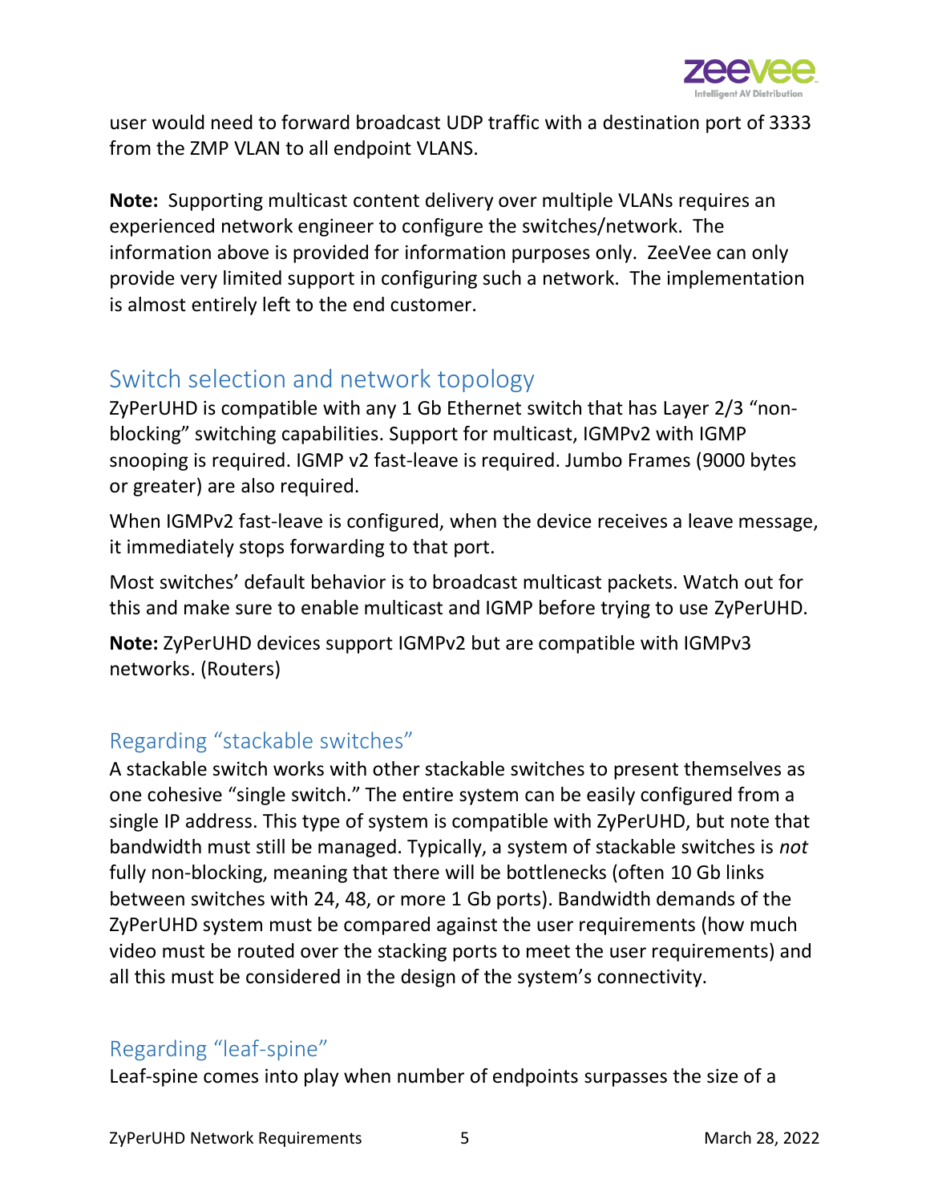user would need to forward broadcast UDP traffic with a destination port of 3333 from the ZMP VLAN to all endpoint VLANS.

**Note:** Supporting multicast content delivery over multiple VLANs requires an experienced network engineer to configure the switches/network. The information above is provided for information purposes only. ZeeVee can only provide very limited support in configuring such a network. The implementation is almost entirely left to the end customer.

## Switch selection and network topology

ZyPerUHD is compatible with any 1 Gb Ethernet switch that has Layer 2/3 "non-blocking" switching capabilities. Support for multicast, IGMPv2 with IGMP snooping is required. IGMP v2 fast-leave is required. Jumbo Frames (9000 bytes or greater) are also required.

When IGMPv2 fast-leave is configured, when the device receives a leave message, it immediately stops forwarding to that port.

Most switches' default behavior is to broadcast multicast packets. Watch out for this and make sure to enable multicast and IGMP before trying to use ZyPerUHD.

**Note:** ZyPerUHD devices support IGMPv2 but are compatible with IGMPv3 networks. (Routers)

### Regarding "stackable switches"

A stackable switch works with other stackable switches to present themselves as one cohesive "single switch." The entire system can be easily configured from a single IP address. This type of system is compatible with ZyPerUHD, but note that bandwidth must still be managed. Typically, a system of stackable switches is *not* fully non-blocking, meaning that there will be bottlenecks (often 10 Gb links between switches with 24, 48, or more 1 Gb ports). Bandwidth demands of the ZyPerUHD system must be compared against the user requirements (how much video must be routed over the stacking ports to meet the user requirements) and all this must be considered in the design of the system's connectivity.

### Regarding "leaf-spine"

Leaf-spine comes into play when number of endpoints surpasses the size of a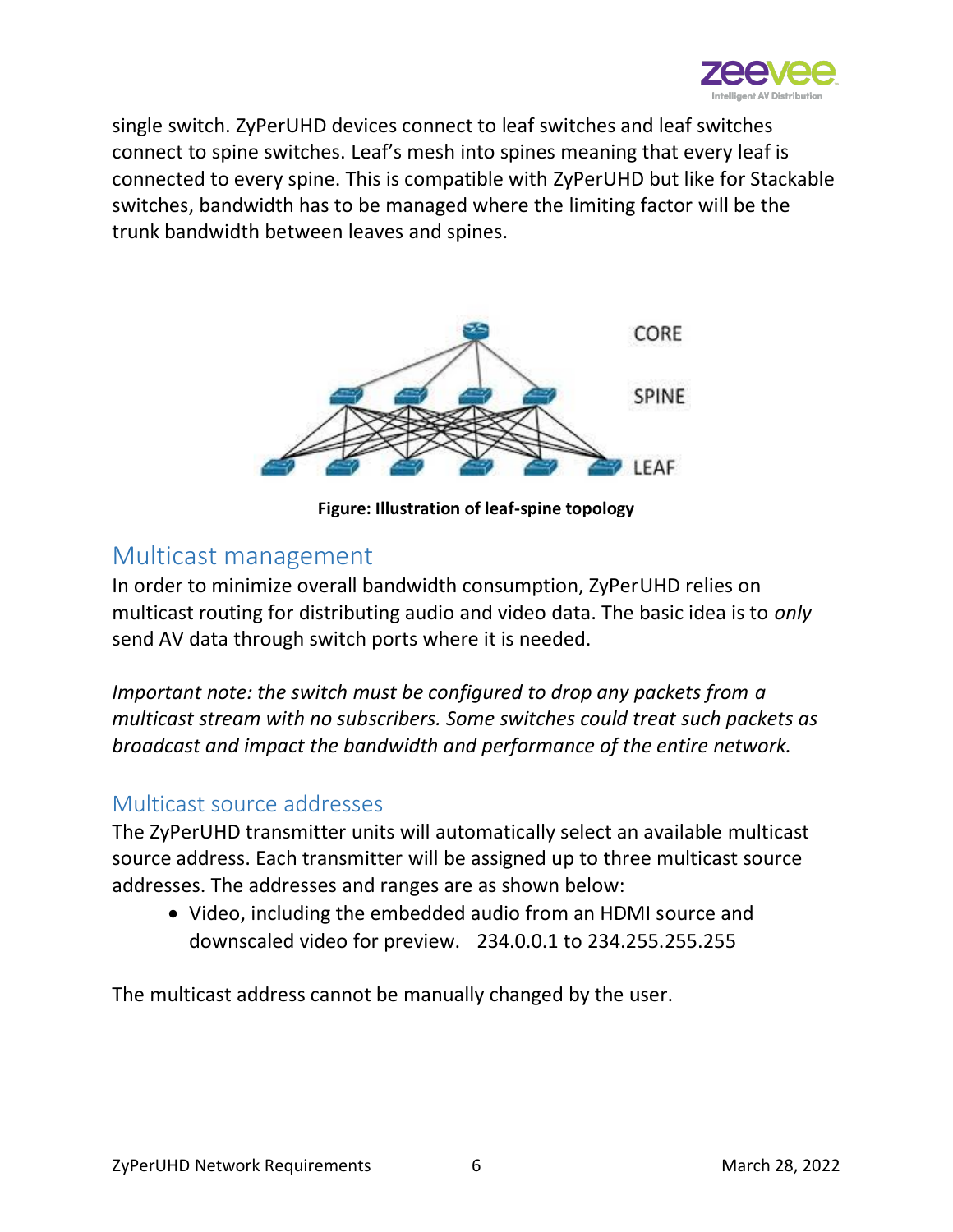single switch. ZyPerUHD devices connect to leaf switches and leaf switches connect to spine switches. Leaf's mesh into spines meaning that every leaf is connected to every spine. This is compatible with ZyPerUHD but like for Stackable switches, bandwidth has to be managed where the limiting factor will be the trunk bandwidth between leaves and spines.

**Figure: Illustration of leaf-spine topology**

## Multicast management

In order to minimize overall bandwidth consumption, ZyPerUHD relies on multicast routing for distributing audio and video data. The basic idea is to *only* send AV data through switch ports where it is needed.

*Important note: the switch must be configured to drop any packets from a multicast stream with no subscribers. Some switches could treat such packets as broadcast and impact the bandwidth and performance of the entire network.*

### Multicast source addresses

The ZyPerUHD transmitter units will automatically select an available multicast source address. Each transmitter will be assigned up to three multicast source addresses. The addresses and ranges are as shown below:

- Video, including the embedded audio from an HDMI source and downscaled video for preview. 234.0.0.1 to 234.255.255.255

The multicast address cannot be manually changed by the user.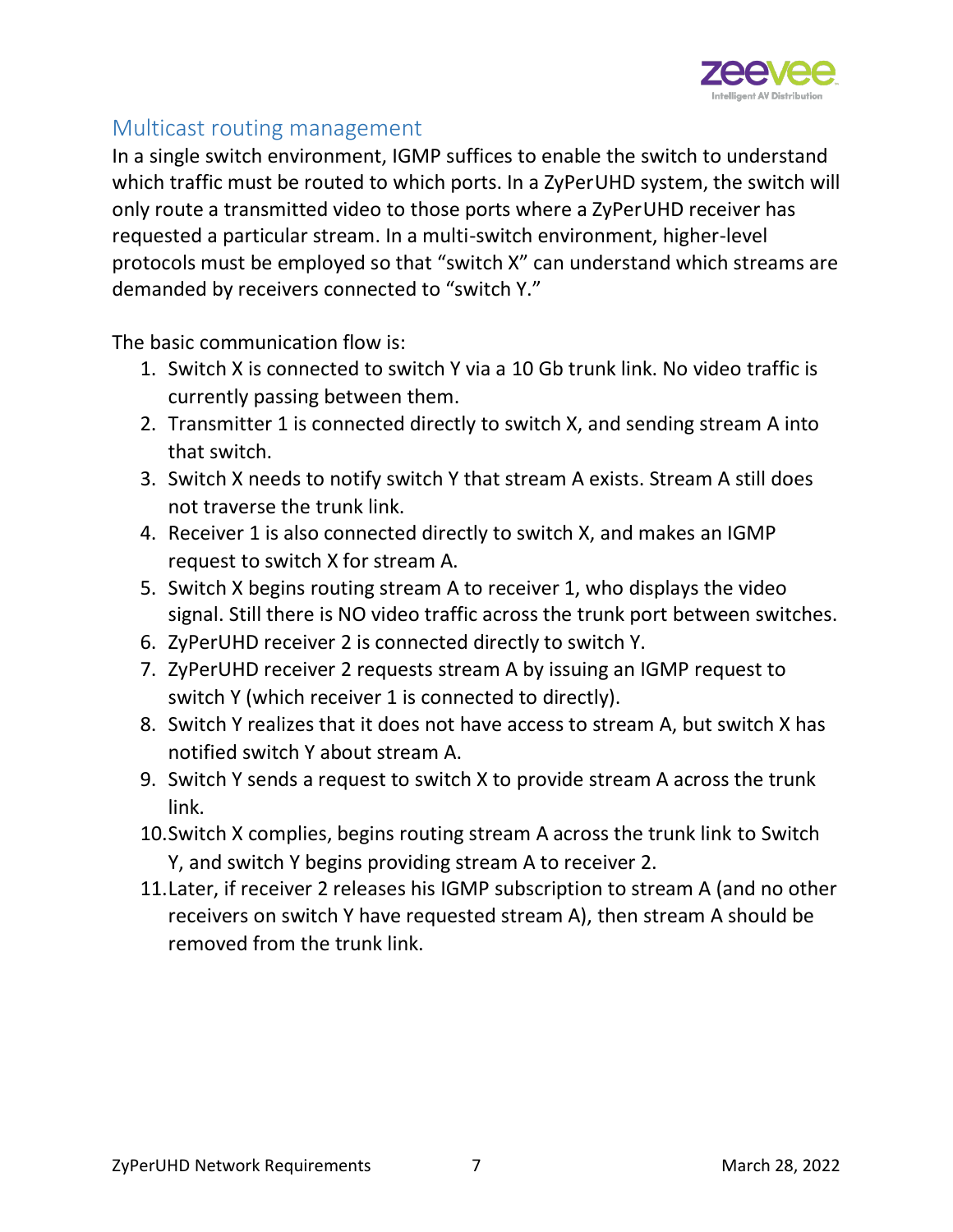## Multicast routing management

In a single switch environment, IGMP suffices to enable the switch to understand which traffic must be routed to which ports. In a ZyPerUHD system, the switch will only route a transmitted video to those ports where a ZyPerUHD receiver has requested a particular stream. In a multi-switch environment, higher-level protocols must be employed so that "switch X" can understand which streams are demanded by receivers connected to "switch Y."

The basic communication flow is:

1. Switch X is connected to switch Y via a 10 Gb trunk link. No video traffic is currently passing between them.
2. Transmitter 1 is connected directly to switch X, and sending stream A into that switch.
3. Switch X needs to notify switch Y that stream A exists. Stream A still does not traverse the trunk link.
4. Receiver 1 is also connected directly to switch X, and makes an IGMP request to switch X for stream A.
5. Switch X begins routing stream A to receiver 1, who displays the video signal. Still there is NO video traffic across the trunk port between switches.
6. ZyPerUHD receiver 2 is connected directly to switch Y.
7. ZyPerUHD receiver 2 requests stream A by issuing an IGMP request to switch Y (which receiver 1 is connected to directly).
8. Switch Y realizes that it does not have access to stream A, but switch X has notified switch Y about stream A.
9. Switch Y sends a request to switch X to provide stream A across the trunk link.
10. Switch X complies, begins routing stream A across the trunk link to Switch Y, and switch Y begins providing stream A to receiver 2.
11. Later, if receiver 2 releases his IGMP subscription to stream A (and no other receivers on switch Y have requested stream A), then stream A should be removed from the trunk link.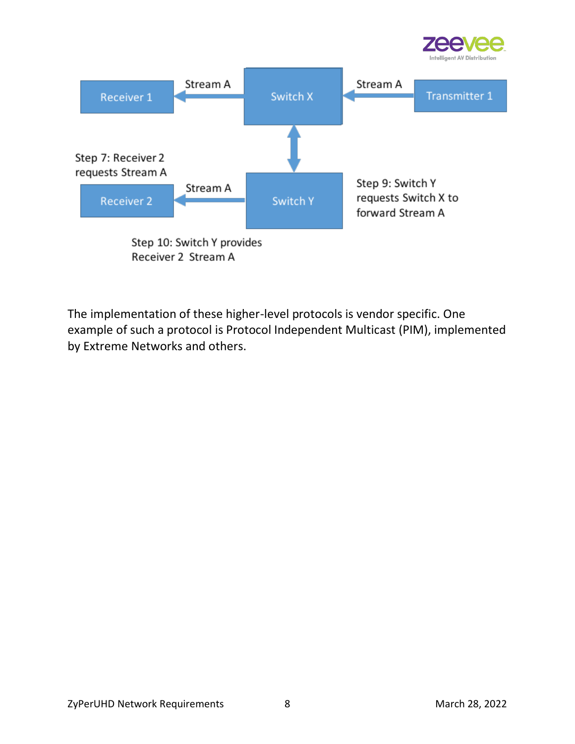Step 7: Receiver 2 requests Stream A

Step 9: Switch Y requests Switch X to forward Stream A

Step 10: Switch Y provides Receiver 2 Stream A

The implementation of these higher-level protocols is vendor specific. One example of such a protocol is Protocol Independent Multicast (PIM), implemented by Extreme Networks and others.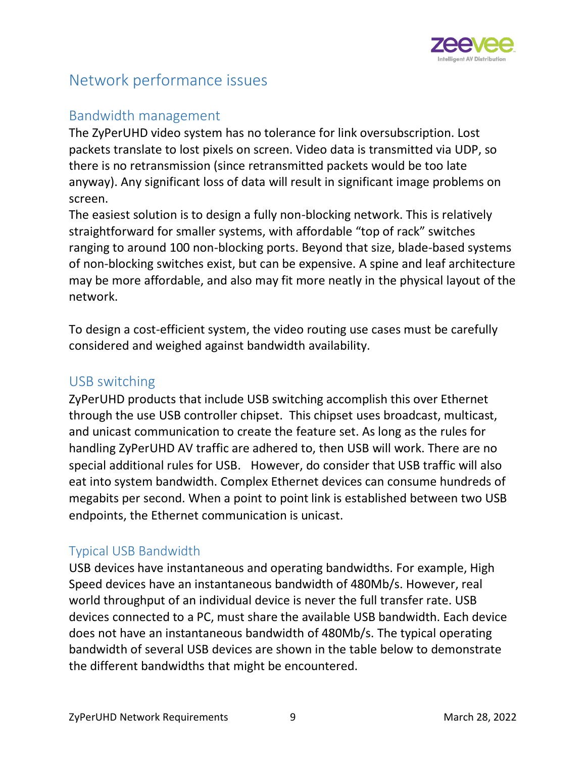# Network performance issues

## Bandwidth management

The ZyPerUHD video system has no tolerance for link oversubscription. Lost packets translate to lost pixels on screen. Video data is transmitted via UDP, so there is no retransmission (since retransmitted packets would be too late anyway). Any significant loss of data will result in significant image problems on screen.

The easiest solution is to design a fully non-blocking network. This is relatively straightforward for smaller systems, with affordable "top of rack" switches ranging to around 100 non-blocking ports. Beyond that size, blade-based systems of non-blocking switches exist, but can be expensive. A spine and leaf architecture may be more affordable, and also may fit more neatly in the physical layout of the network.

To design a cost-efficient system, the video routing use cases must be carefully considered and weighed against bandwidth availability.

## USB switching

ZyPerUHD products that include USB switching accomplish this over Ethernet through the use USB controller chipset. This chipset uses broadcast, multicast, and unicast communication to create the feature set. As long as the rules for handling ZyPerUHD AV traffic are adhered to, then USB will work. There are no special additional rules for USB. However, do consider that USB traffic will also eat into system bandwidth. Complex Ethernet devices can consume hundreds of megabits per second. When a point to point link is established between two USB endpoints, the Ethernet communication is unicast.

## Typical USB Bandwidth

USB devices have instantaneous and operating bandwidths. For example, High Speed devices have an instantaneous bandwidth of 480Mb/s. However, real world throughput of an individual device is never the full transfer rate. USB devices connected to a PC, must share the available USB bandwidth. Each device does not have an instantaneous bandwidth of 480Mb/s. The typical operating bandwidth of several USB devices are shown in the table below to demonstrate the different bandwidths that might be encountered.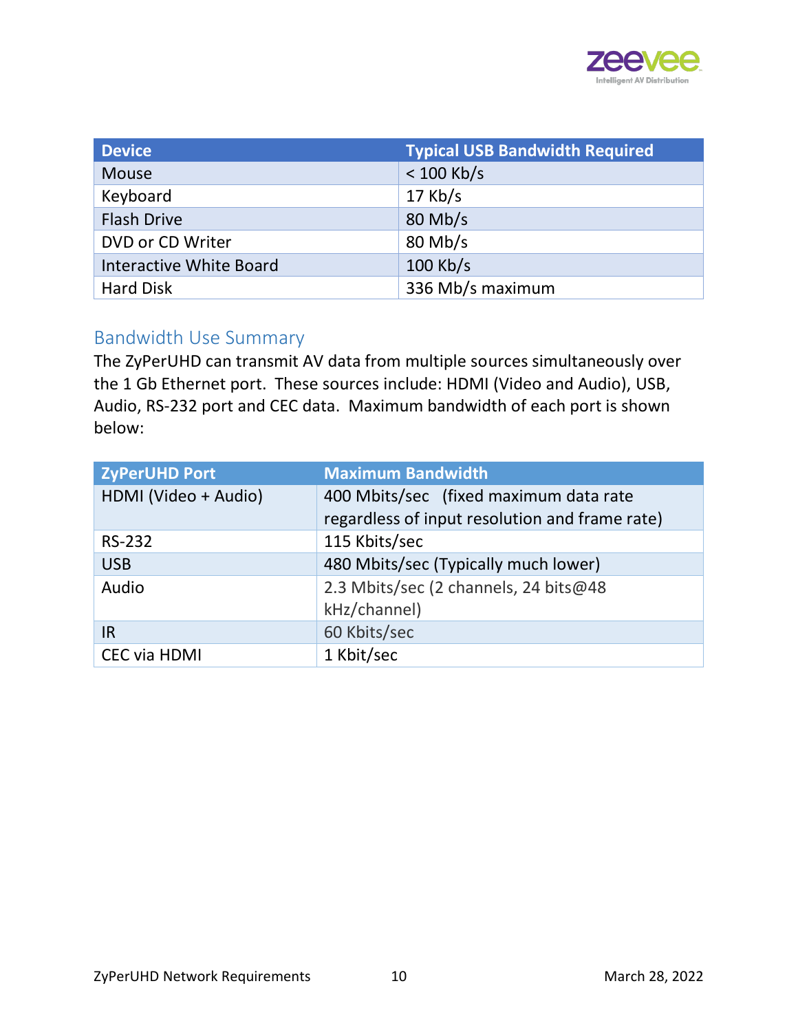| Device | Typical USB Bandwidth Required |
| --- | --- |
| Mouse | < 100 Kb/s |
| Keyboard | 17 Kb/s |
| Flash Drive | 80 Mb/s |
| DVD or CD Writer | 80 Mb/s |
| Interactive White Board | 100 Kb/s |
| Hard Disk | 336 Mb/s maximum |

## Bandwidth Use Summary

The ZyPerUHD can transmit AV data from multiple sources simultaneously over the 1 Gb Ethernet port. These sources include: HDMI (Video and Audio), USB, Audio, RS-232 port and CEC data. Maximum bandwidth of each port is shown below:

| ZyPerUHD Port | Maximum Bandwidth |
| --- | --- |
| HDMI (Video + Audio) | 400 Mbits/sec (fixed maximum data rate regardless of input resolution and frame rate) |
| RS-232 | 115 Kbits/sec |
| USB | 480 Mbits/sec (Typically much lower) |
| Audio | 2.3 Mbits/sec (2 channels, 24 bits@48 kHz/channel) |
| IR | 60 Kbits/sec |
| CEC via HDMI | 1 Kbit/sec |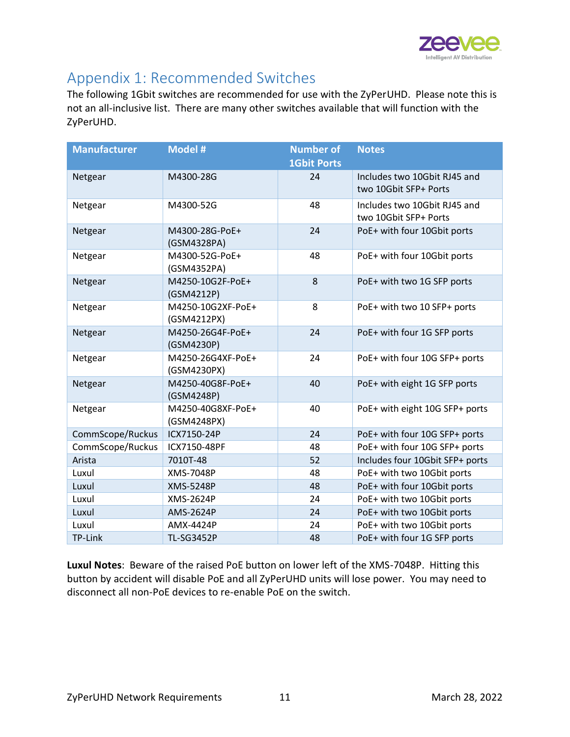# Appendix 1: Recommended Switches

The following 1Gbit switches are recommended for use with the ZyPerUHD. Please note this is not an all-inclusive list. There are many other switches available that will function with the ZyPerUHD.

| Manufacturer | Model # | Number of 1Gbit Ports | Notes |
|---|---|---|---|
| Netgear | M4300-28G | 24 | Includes two 10Gbit RJ45 and two 10Gbit SFP+ Ports |
| Netgear | M4300-52G | 48 | Includes two 10Gbit RJ45 and two 10Gbit SFP+ Ports |
| Netgear | M4300-28G-PoE+ (GSM4328PA) | 24 | PoE+ with four 10Gbit ports |
| Netgear | M4300-52G-PoE+ (GSM4352PA) | 48 | PoE+ with four 10Gbit ports |
| Netgear | M4250-10G2F-PoE+ (GSM4212P) | 8 | PoE+ with two 1G SFP ports |
| Netgear | M4250-10G2XF-PoE+ (GSM4212PX) | 8 | PoE+ with two 10 SFP+ ports |
| Netgear | M4250-26G4F-PoE+ (GSM4230P) | 24 | PoE+ with four 1G SFP ports |
| Netgear | M4250-26G4XF-PoE+ (GSM4230PX) | 24 | PoE+ with four 10G SFP+ ports |
| Netgear | M4250-40G8F-PoE+ (GSM4248P) | 40 | PoE+ with eight 1G SFP ports |
| Netgear | M4250-40G8XF-PoE+ (GSM4248PX) | 40 | PoE+ with eight 10G SFP+ ports |
| CommScope/Ruckus | ICX7150-24P | 24 | PoE+ with four 10G SFP+ ports |
| CommScope/Ruckus | ICX7150-48PF | 48 | PoE+ with four 10G SFP+ ports |
| Arista | 7010T-48 | 52 | Includes four 10Gbit SFP+ ports |
| Luxul | XMS-7048P | 48 | PoE+ with two 10Gbit ports |
| Luxul | XMS-5248P | 48 | PoE+ with four 10Gbit ports |
| Luxul | XMS-2624P | 24 | PoE+ with two 10Gbit ports |
| Luxul | AMS-2624P | 24 | PoE+ with two 10Gbit ports |
| Luxul | AMX-4424P | 24 | PoE+ with two 10Gbit ports |
| TP-Link | TL-SG3452P | 48 | PoE+ with four 1G SFP ports |

**Luxul Notes**: Beware of the raised PoE button on lower left of the XMS-7048P. Hitting this button by accident will disable PoE and all ZyPerUHD units will lose power. You may need to disconnect all non-PoE devices to re-enable PoE on the switch.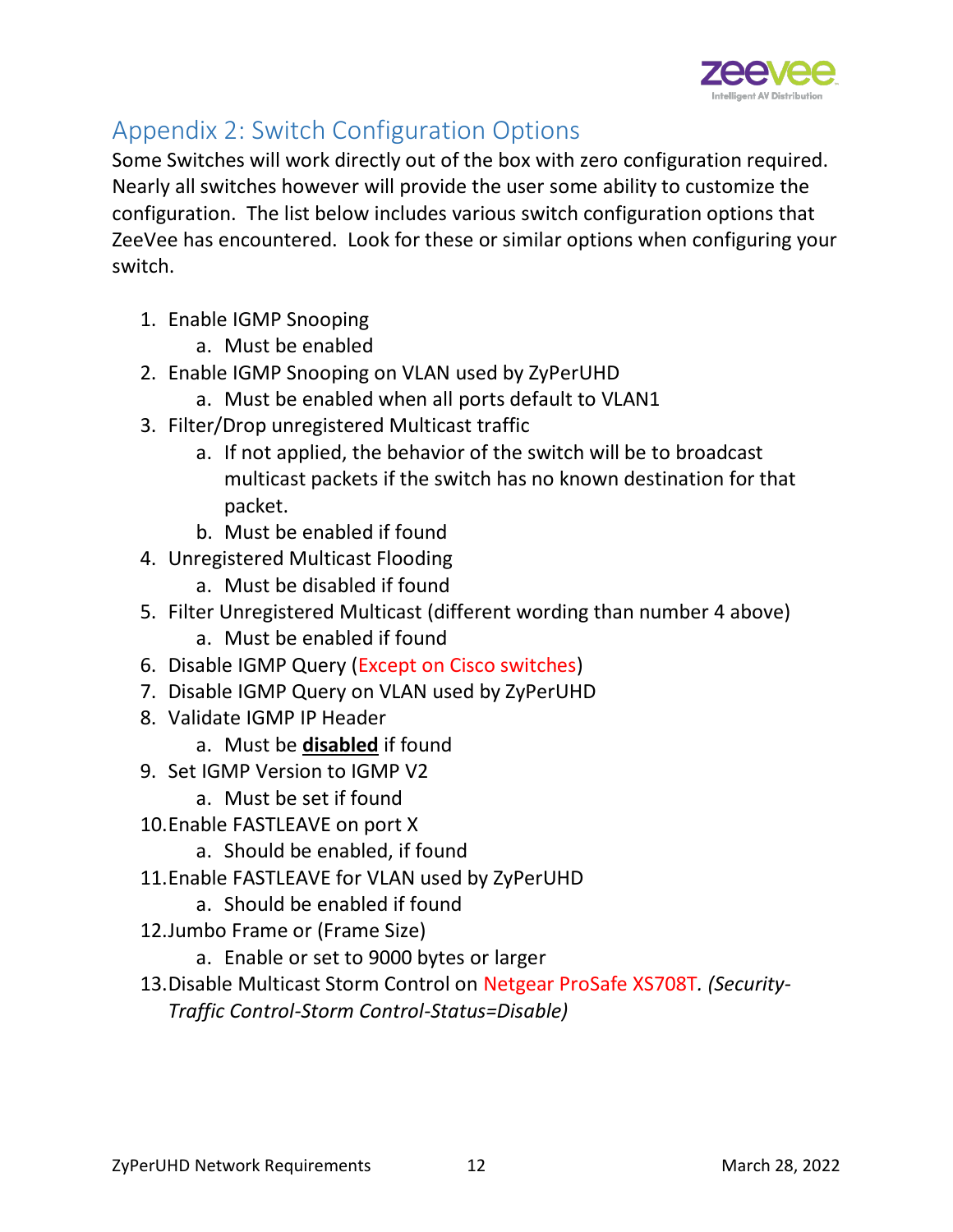## Appendix 2: Switch Configuration Options

Some Switches will work directly out of the box with zero configuration required. Nearly all switches however will provide the user some ability to customize the configuration. The list below includes various switch configuration options that ZeeVee has encountered. Look for these or similar options when configuring your switch.

1. Enable IGMP Snooping
   a. Must be enabled
2. Enable IGMP Snooping on VLAN used by ZyPerUHD
   a. Must be enabled when all ports default to VLAN1
3. Filter/Drop unregistered Multicast traffic
   a. If not applied, the behavior of the switch will be to broadcast multicast packets if the switch has no known destination for that packet.
   b. Must be enabled if found
4. Unregistered Multicast Flooding
   a. Must be disabled if found
5. Filter Unregistered Multicast (different wording than number 4 above)
   a. Must be enabled if found
6. Disable IGMP Query (Except on Cisco switches)
7. Disable IGMP Query on VLAN used by ZyPerUHD
8. Validate IGMP IP Header
   a. Must be **disabled** if found
9. Set IGMP Version to IGMP V2
   a. Must be set if found
10. Enable FASTLEAVE on port X
    a. Should be enabled, if found
11. Enable FASTLEAVE for VLAN used by ZyPerUHD
    a. Should be enabled if found
12. Jumbo Frame or (Frame Size)
    a. Enable or set to 9000 bytes or larger
13. Disable Multicast Storm Control on Netgear ProSafe XS708T. *(Security-Traffic Control-Storm Control-Status=Disable)*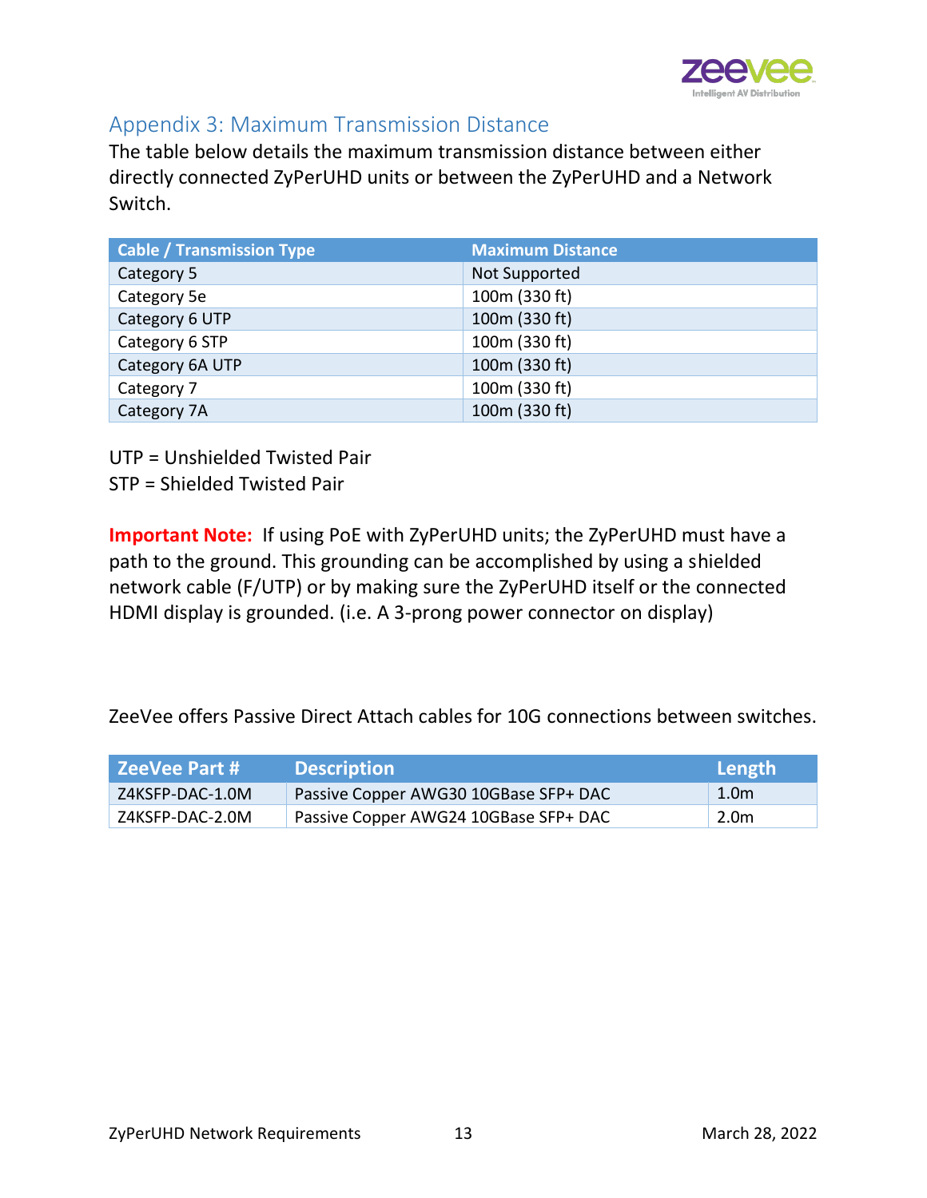## Appendix 3: Maximum Transmission Distance

The table below details the maximum transmission distance between either directly connected ZyPerUHD units or between the ZyPerUHD and a Network Switch.

| Cable / Transmission Type | Maximum Distance |
|---|---|
| Category 5 | Not Supported |
| Category 5e | 100m (330 ft) |
| Category 6 UTP | 100m (330 ft) |
| Category 6 STP | 100m (330 ft) |
| Category 6A UTP | 100m (330 ft) |
| Category 7 | 100m (330 ft) |
| Category 7A | 100m (330 ft) |

UTP = Unshielded Twisted Pair
STP = Shielded Twisted Pair

**Important Note:** If using PoE with ZyPerUHD units; the ZyPerUHD must have a path to the ground. This grounding can be accomplished by using a shielded network cable (F/UTP) or by making sure the ZyPerUHD itself or the connected HDMI display is grounded. (i.e. A 3-prong power connector on display)

ZeeVee offers Passive Direct Attach cables for 10G connections between switches.

| ZeeVee Part # | Description | Length |
|---|---|---|
| Z4KSFP-DAC-1.0M | Passive Copper AWG30 10GBase SFP+ DAC | 1.0m |
| Z4KSFP-DAC-2.0M | Passive Copper AWG24 10GBase SFP+ DAC | 2.0m |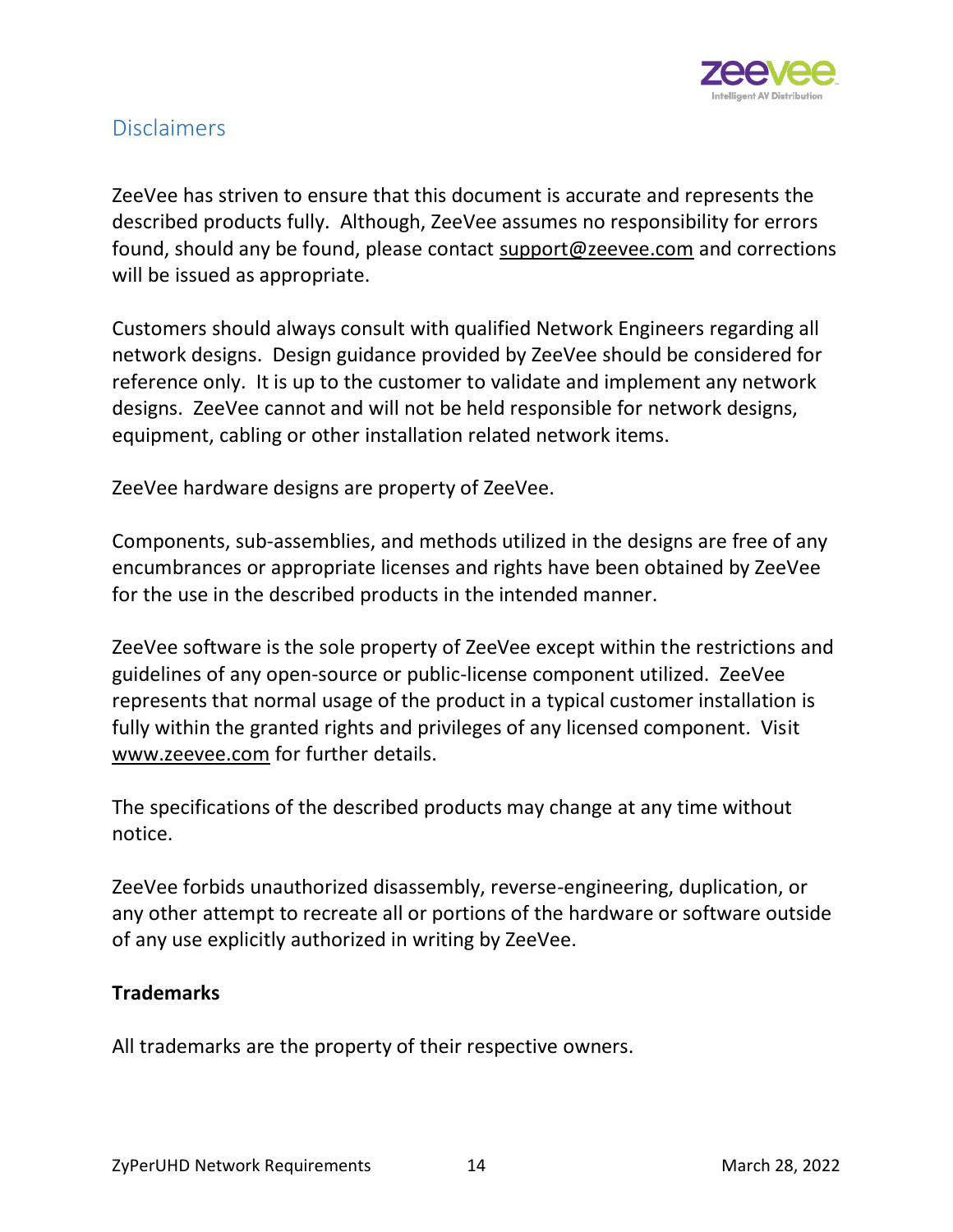## Disclaimers

ZeeVee has striven to ensure that this document is accurate and represents the described products fully. Although, ZeeVee assumes no responsibility for errors found, should any be found, please contact support@zeevee.com and corrections will be issued as appropriate.

Customers should always consult with qualified Network Engineers regarding all network designs. Design guidance provided by ZeeVee should be considered for reference only. It is up to the customer to validate and implement any network designs. ZeeVee cannot and will not be held responsible for network designs, equipment, cabling or other installation related network items.

ZeeVee hardware designs are property of ZeeVee.

Components, sub-assemblies, and methods utilized in the designs are free of any encumbrances or appropriate licenses and rights have been obtained by ZeeVee for the use in the described products in the intended manner.

ZeeVee software is the sole property of ZeeVee except within the restrictions and guidelines of any open-source or public-license component utilized. ZeeVee represents that normal usage of the product in a typical customer installation is fully within the granted rights and privileges of any licensed component. Visit www.zeevee.com for further details.

The specifications of the described products may change at any time without notice.

ZeeVee forbids unauthorized disassembly, reverse-engineering, duplication, or any other attempt to recreate all or portions of the hardware or software outside of any use explicitly authorized in writing by ZeeVee.

**Trademarks**

All trademarks are the property of their respective owners.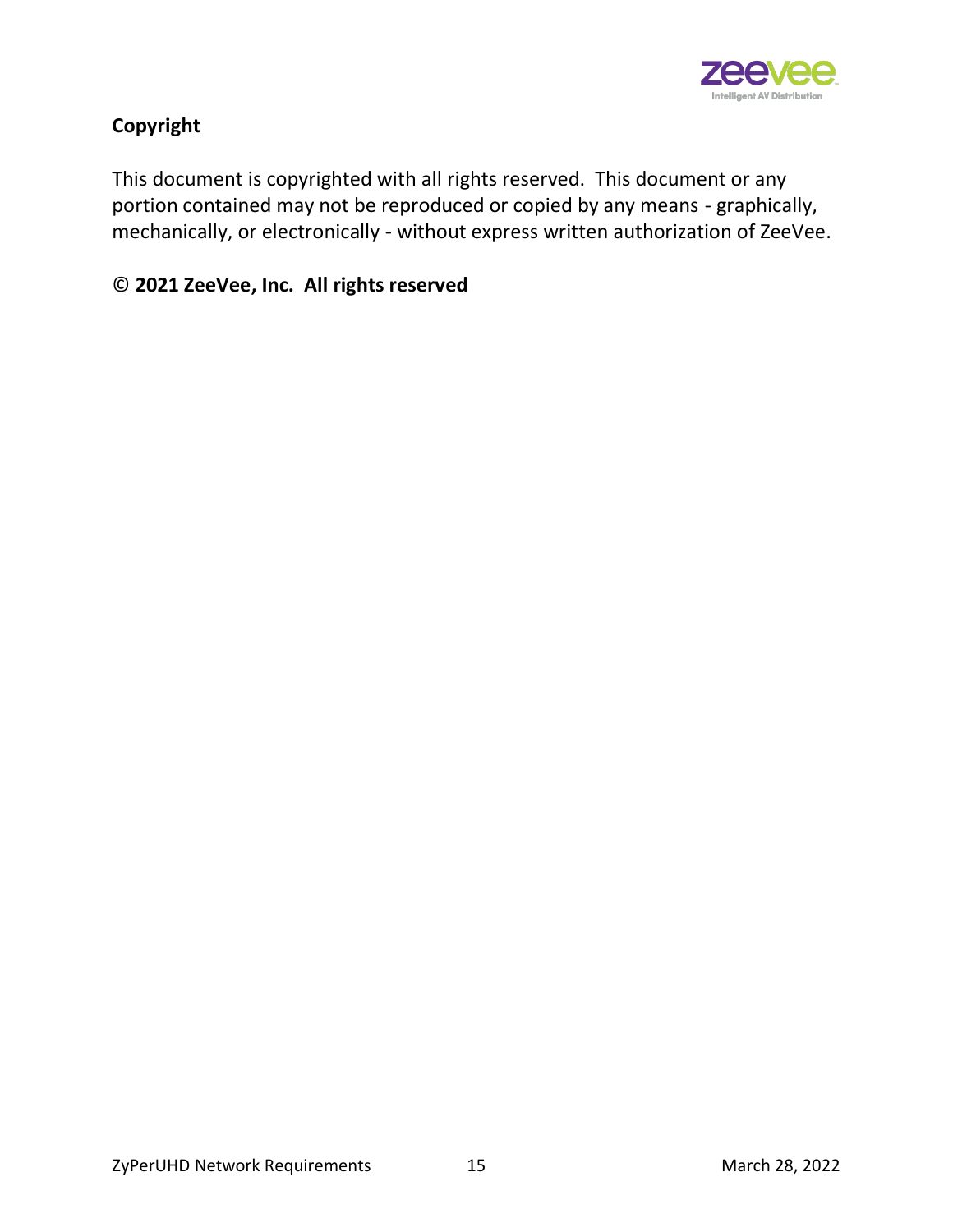## Copyright

This document is copyrighted with all rights reserved. This document or any portion contained may not be reproduced or copied by any means - graphically, mechanically, or electronically - without express written authorization of ZeeVee.

**© 2021 ZeeVee, Inc. All rights reserved**